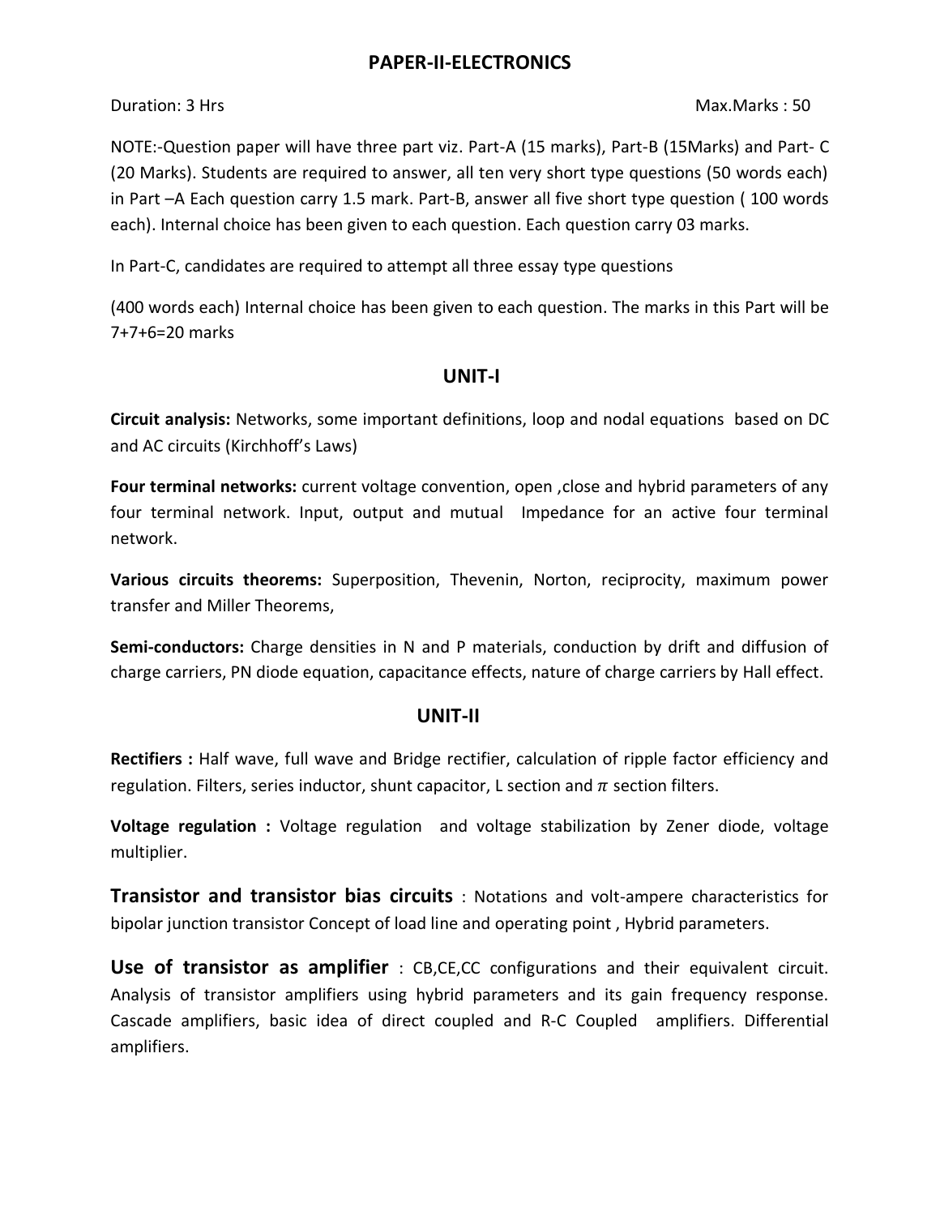# PAPER-II-ELECTRONICS

Duration: 3 Hrs Max.Marks : 50

NOTE:-Question paper will have three part viz. Part-A (15 marks), Part-B (15Marks) and Part- C (20 Marks). Students are required to answer, all ten very short type questions (50 words each) in Part –A Each question carry 1.5 mark. Part-B, answer all five short type question ( 100 words each). Internal choice has been given to each question. Each question carry 03 marks.

In Part-C, candidates are required to attempt all three essay type questions

(400 words each) Internal choice has been given to each question. The marks in this Part will be 7+7+6=20 marks

## UNIT-I

**Circuit analysis:** Networks, some important definitions, loop and nodal equations based on DC and AC circuits (Kirchhoff's Laws)

**Four terminal networks:** current voltage convention, open ,close and hybrid parameters of any four terminal network. Input, output and mutual Impedance for an active four terminal network.

**Various circuits theorems:** Superposition, Thevenin, Norton, reciprocity, maximum power transfer and Miller Theorems,

**Semi-conductors:** Charge densities in N and P materials, conduction by drift and diffusion of charge carriers, PN diode equation, capacitance effects, nature of charge carriers by Hall effect.

## UNIT-II

**Rectifiers :** Half wave, full wave and Bridge rectifier, calculation of ripple factor efficiency and regulation. Filters, series inductor, shunt capacitor, L section and $\pi$ section filters.

**Voltage regulation :** Voltage regulation and voltage stabilization by Zener diode, voltage multiplier.

**Transistor and transistor bias circuits** : Notations and volt-ampere characteristics for bipolar junction transistor Concept of load line and operating point , Hybrid parameters.

**Use of transistor as amplifier** : CB,CE,CC configurations and their equivalent circuit. Analysis of transistor amplifiers using hybrid parameters and its gain frequency response. Cascade amplifiers, basic idea of direct coupled and R-C Coupled amplifiers. Differential amplifiers.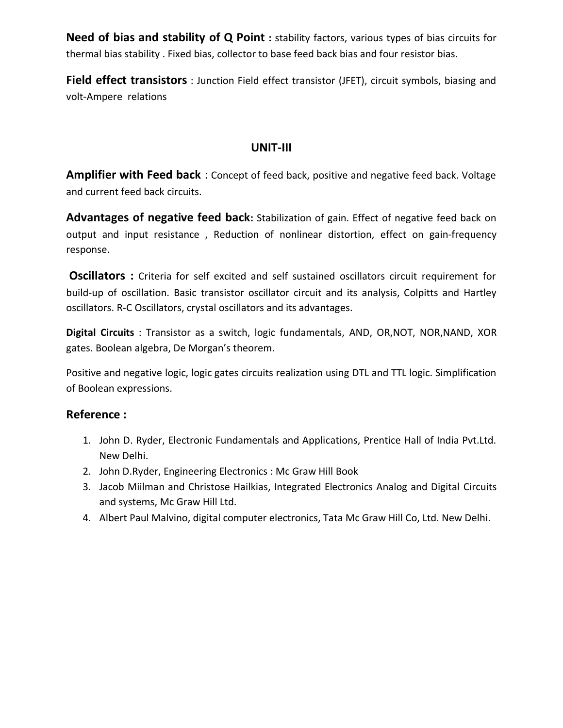**Need of bias and stability of Q Point :** stability factors, various types of bias circuits for thermal bias stability . Fixed bias, collector to base feed back bias and four resistor bias.

**Field effect transistors** : Junction Field effect transistor (JFET), circuit symbols, biasing and volt-Ampere relations

## UNIT-III

**Amplifier with Feed back** : Concept of feed back, positive and negative feed back. Voltage and current feed back circuits.

**Advantages of negative feed back:** Stabilization of gain. Effect of negative feed back on output and input resistance , Reduction of nonlinear distortion, effect on gain-frequency response.

**Oscillators :** Criteria for self excited and self sustained oscillators circuit requirement for build-up of oscillation. Basic transistor oscillator circuit and its analysis, Colpitts and Hartley oscillators. R-C Oscillators, crystal oscillators and its advantages.

**Digital Circuits** : Transistor as a switch, logic fundamentals, AND, OR,NOT, NOR,NAND, XOR gates. Boolean algebra, De Morgan's theorem.

Positive and negative logic, logic gates circuits realization using DTL and TTL logic. Simplification of Boolean expressions.

### Reference :

1. John D. Ryder, Electronic Fundamentals and Applications, Prentice Hall of India Pvt.Ltd. New Delhi.
2. John D.Ryder, Engineering Electronics : Mc Graw Hill Book
3. Jacob Miilman and Christose Hailkias, Integrated Electronics Analog and Digital Circuits and systems, Mc Graw Hill Ltd.
4. Albert Paul Malvino, digital computer electronics, Tata Mc Graw Hill Co, Ltd. New Delhi.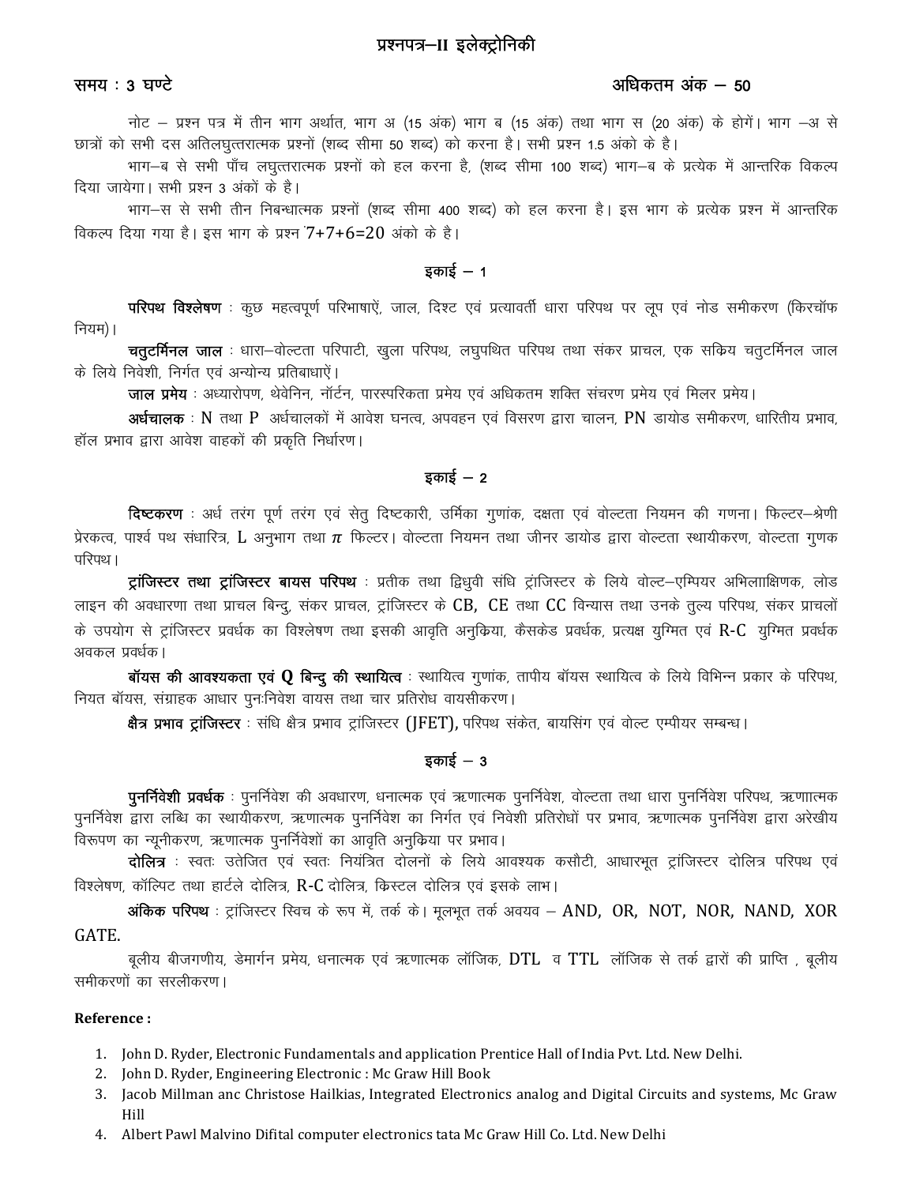# प्रश्नपत्र–II इलेक्ट्रोनिकी

**समय : 3 घण्टे** **अधिकतम अंक – 50**

नोट – प्रश्न पत्र में तीन भाग अर्थात, भाग अ (15 अंक) भाग ब (15 अंक) तथा भाग स (20 अंक) के होगें। भाग –अ से छात्रों को सभी दस अतिलघुत्तरात्मक प्रश्नों (शब्द सीमा 50 शब्द) को करना है। सभी प्रश्न 1.5 अंको के है।

भाग–ब से सभी पाँच लघुत्तरात्मक प्रश्नों को हल करना है, (शब्द सीमा 100 शब्द) भाग–ब के प्रत्येक में आन्तरिक विकल्प दिया जायेगा। सभी प्रश्न 3 अंकों के है।

भाग–स से सभी तीन निबन्धात्मक प्रश्नों (शब्द सीमा 400 शब्द) को हल करना है। इस भाग के प्रत्येक प्रश्न में आन्तरिक विकल्प दिया गया है। इस भाग के प्रश्न 7+7+6=20 अंको के है।

## इकाई – 1

**परिपथ विश्लेषण** : कुछ महत्वपूर्ण परिभाषाऐं, जाल, दिश्ट एवं प्रत्यावर्ती धारा परिपथ पर लूप एवं नोड समीकरण (किरचॉफ नियम)।

**चतुटर्मिनल जाल** : धारा–वोल्टता परिपाटी, खुला परिपथ, लघुपथित परिपथ तथा संकर प्राचल, एक सक्रिय चतुटर्मिनल जाल के लिये निवेशी, निर्गत एवं अन्योन्य प्रतिबाधाऐं।

**जाल प्रमेय** : अध्यारोपण, थेवेनिन, नॉर्टन, पारस्परिकता प्रमेय एवं अधिकतम शक्ति संचरण प्रमेय एवं मिलर प्रमेय।

**अर्धचालक** : N तथा P अर्धचालकों में आवेश घनत्व, अपवहन एवं विसरण द्वारा चालन, PN डायोड समीकरण, धारितीय प्रभाव, हॉल प्रभाव द्वारा आवेश वाहकों की प्रकृति निर्धारण।

## इकाई – 2

**दिष्टकरण** : अर्ध तरंग पूर्ण तरंग एवं सेतु दिष्टकारी, उर्मिका गुणांक, दक्षता एवं वोल्टता नियमन की गणना। फिल्टर–श्रेणी प्रेरकत्व, पार्श्व पथ संधारित्र, L अनुभाग तथा $\pi$ फिल्टर। वोल्टता नियमन तथा जीनर डायोड द्वारा वोल्टता स्थायीकरण, वोल्टता गुणक परिपथ।

**ट्रांजिस्टर तथा ट्रांजिस्टर बायस परिपथ** : प्रतीक तथा द्विध्रुवी संधि ट्रांजिस्टर के लिये वोल्ट–एम्पियर अभिलाक्षिणक, लोड लाइन की अवधारणा तथा प्राचल बिन्दु, संकर प्राचल, ट्रांजिस्टर के CB, CE तथा CC विन्यास तथा उनके तुल्य परिपथ, संकर प्राचलों के उपयोग से ट्रांजिस्टर प्रवर्धक का विश्लेषण तथा इसकी आवृति अनुक्रिया, कैसकेड प्रवर्धक, प्रत्यक्ष युग्मित एवं R-C युग्मित प्रवर्धक अवकल प्रवर्धक।

**बॉयस की आवश्यकता एवं Q बिन्दु की स्थायित्व** : स्थायित्व गुणांक, तापीय बॉयस स्थायित्व के लिये विभिन्न प्रकार के परिपथ, नियत बॉयस, संग्राहक आधार पुनःनिवेश वायस तथा चार प्रतिरोध वायसीकरण।

**क्षैत्र प्रभाव ट्रांजिस्टर** : संधि क्षैत्र प्रभाव ट्रांजिस्टर (JFET), परिपथ संकेत, बायसिंग एवं वोल्ट एम्पीयर सम्बन्ध।

## इकाई – 3

**पुनर्निवेशी प्रवर्धक** : पुनर्निवेश की अवधारण, धनात्मक एवं ऋणात्मक पुनर्निवेश, वोल्टता तथा धारा पुनर्निवेश परिपथ, ऋणाात्मक पुनर्निवेश द्वारा लब्धि का स्थायीकरण, ऋणात्मक पुनर्निवेश का निर्गत एवं निवेशी प्रतिरोधों पर प्रभाव, ऋणात्मक पुनर्निवेश द्वारा अरेखीय विरूपण का न्यूनीकरण, ऋणात्मक पुनर्निवेशों का आवृति अनुक्रिया पर प्रभाव।

**दोलित्र** : स्वतः उतेजित एवं स्वतः नियंत्रित दोलनों के लिये आवश्यक कसौटी, आधारभूत ट्रांजिस्टर दोलित्र परिपथ एवं विश्लेषण, कॉल्पिट तथा हार्टले दोलित्र, R-C दोलित्र, क्रिस्टल दोलित्र एवं इसके लाभ।

**अंकिक परिपथ** : ट्रांजिस्टर स्विच के रूप में, तर्क के। मूलभूत तर्क अवयव – AND, OR, NOT, NOR, NAND, XOR GATE.

बूलीय बीजगणीय, डेमार्गन प्रमेय, धनात्मक एवं ऋणात्मक लॉजिक, DTL व TTL लॉजिक से तर्क द्वारों की प्राप्ति , बूलीय समीकरणों का सरलीकरण।

**Reference :**

1. John D. Ryder, Electronic Fundamentals and application Prentice Hall of India Pvt. Ltd. New Delhi.
2. John D. Ryder, Engineering Electronic : Mc Graw Hill Book
3. Jacob Millman anc Christose Hailkias, Integrated Electronics analog and Digital Circuits and systems, Mc Graw Hill
4. Albert Pawl Malvino Difital computer electronics tata Mc Graw Hill Co. Ltd. New Delhi